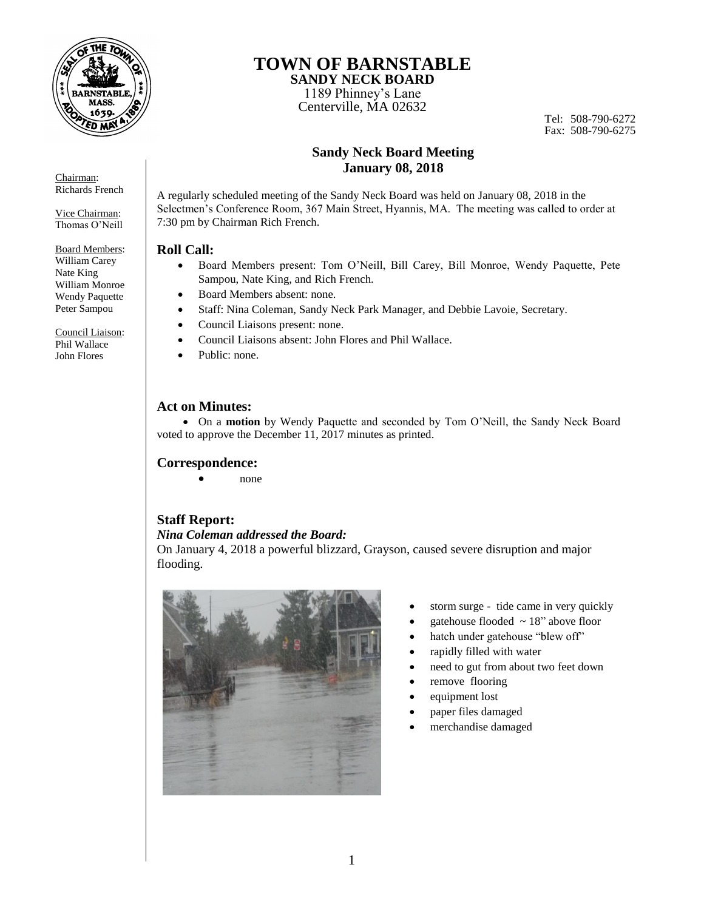# TOWN OF BARNSTABLE

**SANDY NECK BOARD**
1189 Phinney's Lane
Centerville, MA 02632

Tel: 508-790-6272
Fax: 508-790-6275

Chairman:
Richards French

Vice Chairman:
Thomas O'Neill

Board Members:
William Carey
Nate King
William Monroe
Wendy Paquette
Peter Sampou

Council Liaison:
Phil Wallace
John Flores

## Sandy Neck Board Meeting
## January 08, 2018

A regularly scheduled meeting of the Sandy Neck Board was held on January 08, 2018 in the Selectmen's Conference Room, 367 Main Street, Hyannis, MA. The meeting was called to order at 7:30 pm by Chairman Rich French.

### Roll Call:

- Board Members present: Tom O'Neill, Bill Carey, Bill Monroe, Wendy Paquette, Pete Sampou, Nate King, and Rich French.
- Board Members absent: none.
- Staff: Nina Coleman, Sandy Neck Park Manager, and Debbie Lavoie, Secretary.
- Council Liaisons present: none.
- Council Liaisons absent: John Flores and Phil Wallace.
- Public: none.

### Act on Minutes:

- On a **motion** by Wendy Paquette and seconded by Tom O'Neill, the Sandy Neck Board voted to approve the December 11, 2017 minutes as printed.

### Correspondence:

- none

### Staff Report:

***Nina Coleman addressed the Board:***

On January 4, 2018 a powerful blizzard, Grayson, caused severe disruption and major flooding.

- storm surge - tide came in very quickly
- gatehouse flooded ~ 18" above floor
- hatch under gatehouse "blew off"
- rapidly filled with water
- need to gut from about two feet down
- remove flooring
- equipment lost
- paper files damaged
- merchandise damaged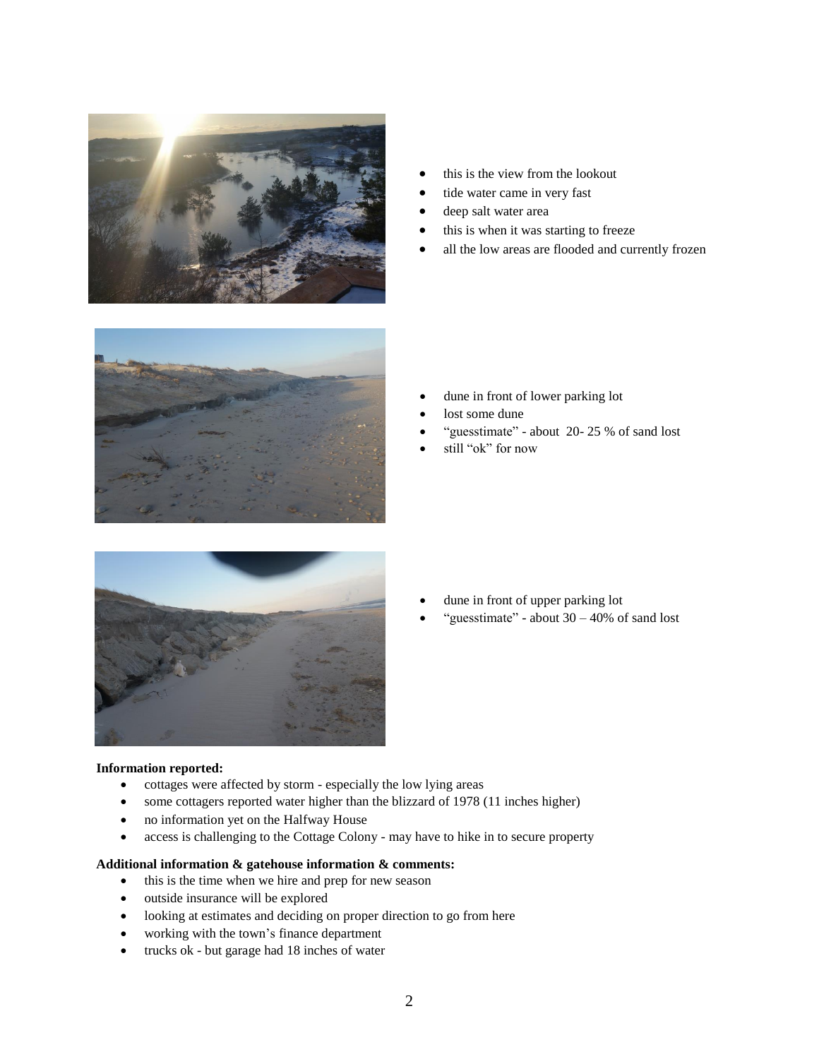- this is the view from the lookout
- tide water came in very fast
- deep salt water area
- this is when it was starting to freeze
- all the low areas are flooded and currently frozen

- dune in front of lower parking lot
- lost some dune
- "guesstimate" - about 20- 25 % of sand lost
- still "ok" for now

- dune in front of upper parking lot
- "guesstimate" - about 30 – 40% of sand lost

**Information reported:**

- cottages were affected by storm - especially the low lying areas
- some cottagers reported water higher than the blizzard of 1978 (11 inches higher)
- no information yet on the Halfway House
- access is challenging to the Cottage Colony - may have to hike in to secure property

**Additional information & gatehouse information & comments:**

- this is the time when we hire and prep for new season
- outside insurance will be explored
- looking at estimates and deciding on proper direction to go from here
- working with the town's finance department
- trucks ok - but garage had 18 inches of water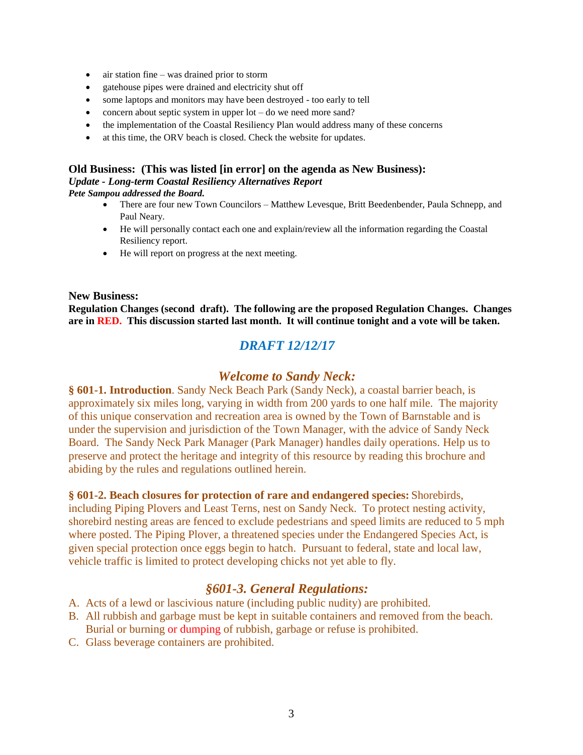- air station fine – was drained prior to storm
- gatehouse pipes were drained and electricity shut off
- some laptops and monitors may have been destroyed - too early to tell
- concern about septic system in upper lot – do we need more sand?
- the implementation of the Coastal Resiliency Plan would address many of these concerns
- at this time, the ORV beach is closed. Check the website for updates.

**Old Business: (This was listed [in error] on the agenda as New Business):**
***Update - Long-term Coastal Resiliency Alternatives Report***
***Pete Sampou addressed the Board.***

- There are four new Town Councilors – Matthew Levesque, Britt Beedenbender, Paula Schnepp, and Paul Neary.
- He will personally contact each one and explain/review all the information regarding the Coastal Resiliency report.
- He will report on progress at the next meeting.

**New Business:**
**Regulation Changes (second draft). The following are the proposed Regulation Changes. Changes are in RED. This discussion started last month. It will continue tonight and a vote will be taken.**

## *DRAFT 12/12/17*

## *Welcome to Sandy Neck:*

**§ 601-1. Introduction**. Sandy Neck Beach Park (Sandy Neck), a coastal barrier beach, is approximately six miles long, varying in width from 200 yards to one half mile. The majority of this unique conservation and recreation area is owned by the Town of Barnstable and is under the supervision and jurisdiction of the Town Manager, with the advice of Sandy Neck Board. The Sandy Neck Park Manager (Park Manager) handles daily operations. Help us to preserve and protect the heritage and integrity of this resource by reading this brochure and abiding by the rules and regulations outlined herein.

**§ 601-2. Beach closures for protection of rare and endangered species:** Shorebirds, including Piping Plovers and Least Terns, nest on Sandy Neck. To protect nesting activity, shorebird nesting areas are fenced to exclude pedestrians and speed limits are reduced to 5 mph where posted. The Piping Plover, a threatened species under the Endangered Species Act, is given special protection once eggs begin to hatch. Pursuant to federal, state and local law, vehicle traffic is limited to protect developing chicks not yet able to fly.

## *§601-3. General Regulations:*

A. Acts of a lewd or lascivious nature (including public nudity) are prohibited.
B. All rubbish and garbage must be kept in suitable containers and removed from the beach. Burial or burning or dumping of rubbish, garbage or refuse is prohibited.
C. Glass beverage containers are prohibited.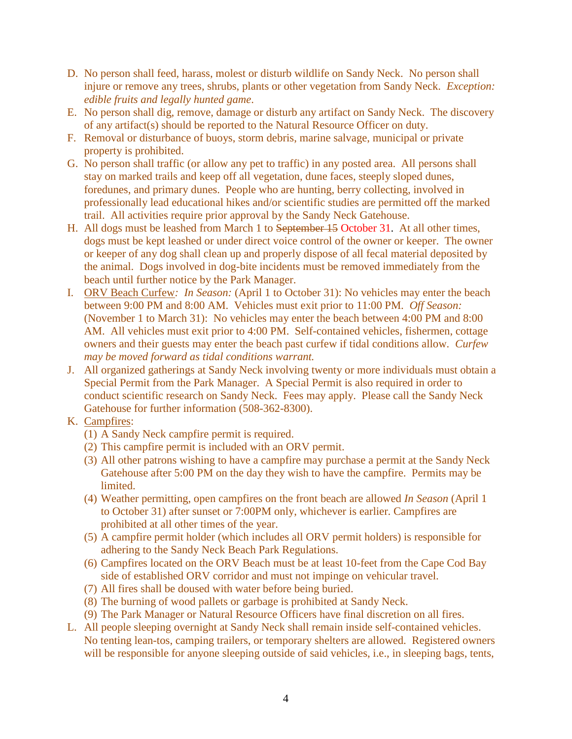D. No person shall feed, harass, molest or disturb wildlife on Sandy Neck. No person shall injure or remove any trees, shrubs, plants or other vegetation from Sandy Neck. *Exception: edible fruits and legally hunted game.*

E. No person shall dig, remove, damage or disturb any artifact on Sandy Neck. The discovery of any artifact(s) should be reported to the Natural Resource Officer on duty.

F. Removal or disturbance of buoys, storm debris, marine salvage, municipal or private property is prohibited.

G. No person shall traffic (or allow any pet to traffic) in any posted area. All persons shall stay on marked trails and keep off all vegetation, dune faces, steeply sloped dunes, foredunes, and primary dunes. People who are hunting, berry collecting, involved in professionally lead educational hikes and/or scientific studies are permitted off the marked trail. All activities require prior approval by the Sandy Neck Gatehouse.

H. All dogs must be leashed from March 1 to ~~September 15~~ October 31. At all other times, dogs must be kept leashed or under direct voice control of the owner or keeper. The owner or keeper of any dog shall clean up and properly dispose of all fecal material deposited by the animal. Dogs involved in dog-bite incidents must be removed immediately from the beach until further notice by the Park Manager.

I. <u>ORV Beach Curfew</u>*: In Season:* (April 1 to October 31): No vehicles may enter the beach between 9:00 PM and 8:00 AM. Vehicles must exit prior to 11:00 PM. *Off Season:* (November 1 to March 31): No vehicles may enter the beach between 4:00 PM and 8:00 AM. All vehicles must exit prior to 4:00 PM. Self-contained vehicles, fishermen, cottage owners and their guests may enter the beach past curfew if tidal conditions allow. *Curfew may be moved forward as tidal conditions warrant.*

J. All organized gatherings at Sandy Neck involving twenty or more individuals must obtain a Special Permit from the Park Manager. A Special Permit is also required in order to conduct scientific research on Sandy Neck. Fees may apply. Please call the Sandy Neck Gatehouse for further information (508-362-8300).

K. <u>Campfires</u>:
   (1) A Sandy Neck campfire permit is required.
   (2) This campfire permit is included with an ORV permit.
   (3) All other patrons wishing to have a campfire may purchase a permit at the Sandy Neck Gatehouse after 5:00 PM on the day they wish to have the campfire. Permits may be limited.
   (4) Weather permitting, open campfires on the front beach are allowed *In Season* (April 1 to October 31) after sunset or 7:00PM only, whichever is earlier. Campfires are prohibited at all other times of the year.
   (5) A campfire permit holder (which includes all ORV permit holders) is responsible for adhering to the Sandy Neck Beach Park Regulations.
   (6) Campfires located on the ORV Beach must be at least 10-feet from the Cape Cod Bay side of established ORV corridor and must not impinge on vehicular travel.
   (7) All fires shall be doused with water before being buried.
   (8) The burning of wood pallets or garbage is prohibited at Sandy Neck.
   (9) The Park Manager or Natural Resource Officers have final discretion on all fires.

L. All people sleeping overnight at Sandy Neck shall remain inside self-contained vehicles. No tenting lean-tos, camping trailers, or temporary shelters are allowed. Registered owners will be responsible for anyone sleeping outside of said vehicles, i.e., in sleeping bags, tents,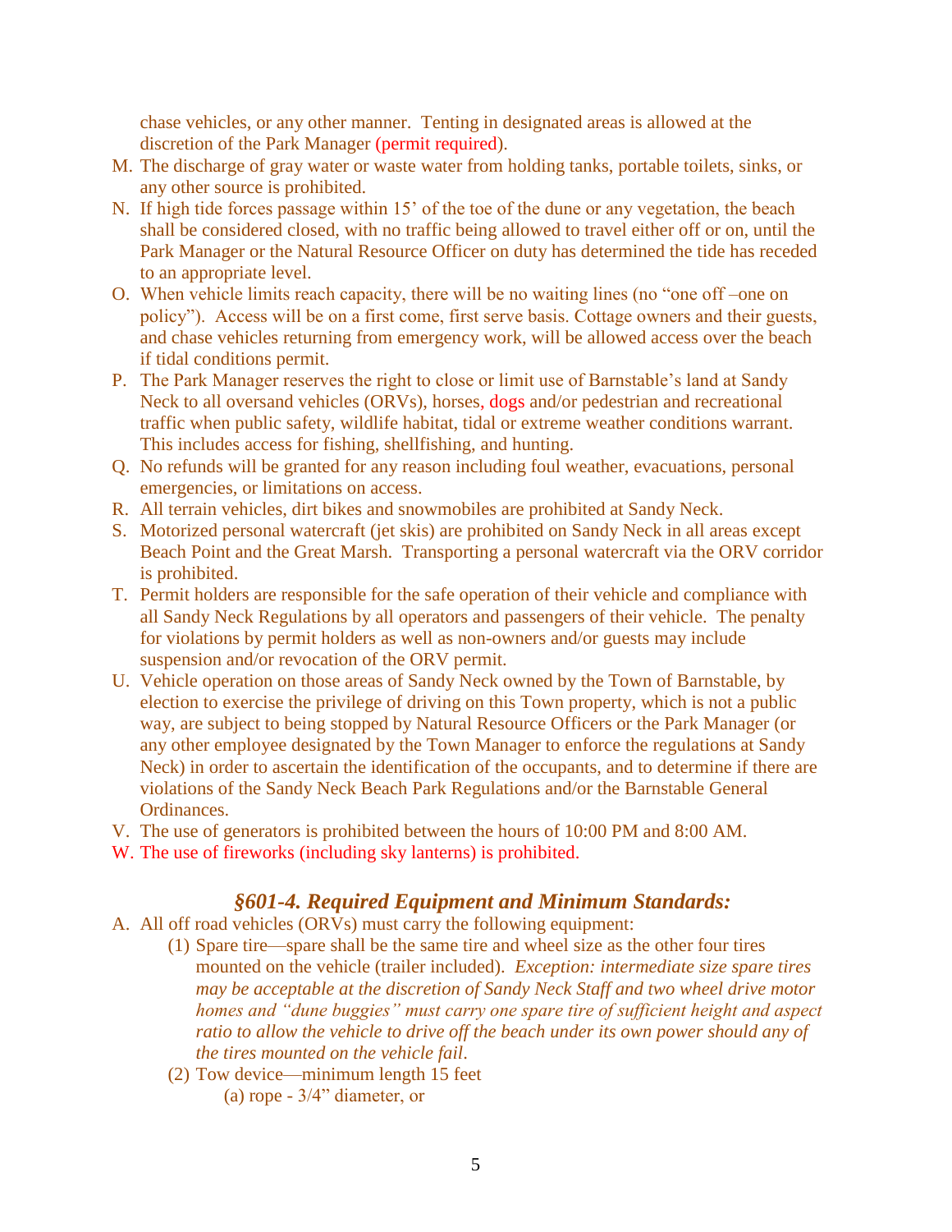chase vehicles, or any other manner. Tenting in designated areas is allowed at the discretion of the Park Manager (permit required).

M. The discharge of gray water or waste water from holding tanks, portable toilets, sinks, or any other source is prohibited.

N. If high tide forces passage within 15' of the toe of the dune or any vegetation, the beach shall be considered closed, with no traffic being allowed to travel either off or on, until the Park Manager or the Natural Resource Officer on duty has determined the tide has receded to an appropriate level.

O. When vehicle limits reach capacity, there will be no waiting lines (no "one off –one on policy"). Access will be on a first come, first serve basis. Cottage owners and their guests, and chase vehicles returning from emergency work, will be allowed access over the beach if tidal conditions permit.

P. The Park Manager reserves the right to close or limit use of Barnstable's land at Sandy Neck to all oversand vehicles (ORVs), horses, dogs and/or pedestrian and recreational traffic when public safety, wildlife habitat, tidal or extreme weather conditions warrant. This includes access for fishing, shellfishing, and hunting.

Q. No refunds will be granted for any reason including foul weather, evacuations, personal emergencies, or limitations on access.

R. All terrain vehicles, dirt bikes and snowmobiles are prohibited at Sandy Neck.

S. Motorized personal watercraft (jet skis) are prohibited on Sandy Neck in all areas except Beach Point and the Great Marsh. Transporting a personal watercraft via the ORV corridor is prohibited.

T. Permit holders are responsible for the safe operation of their vehicle and compliance with all Sandy Neck Regulations by all operators and passengers of their vehicle. The penalty for violations by permit holders as well as non-owners and/or guests may include suspension and/or revocation of the ORV permit.

U. Vehicle operation on those areas of Sandy Neck owned by the Town of Barnstable, by election to exercise the privilege of driving on this Town property, which is not a public way, are subject to being stopped by Natural Resource Officers or the Park Manager (or any other employee designated by the Town Manager to enforce the regulations at Sandy Neck) in order to ascertain the identification of the occupants, and to determine if there are violations of the Sandy Neck Beach Park Regulations and/or the Barnstable General Ordinances.

V. The use of generators is prohibited between the hours of 10:00 PM and 8:00 AM.

W. The use of fireworks (including sky lanterns) is prohibited.

### *§601-4. Required Equipment and Minimum Standards:*

A. All off road vehicles (ORVs) must carry the following equipment:

   (1) Spare tire—spare shall be the same tire and wheel size as the other four tires mounted on the vehicle (trailer included). *Exception: intermediate size spare tires may be acceptable at the discretion of Sandy Neck Staff and two wheel drive motor homes and "dune buggies" must carry one spare tire of sufficient height and aspect ratio to allow the vehicle to drive off the beach under its own power should any of the tires mounted on the vehicle fail.*

   (2) Tow device—minimum length 15 feet

      (a) rope - 3/4" diameter, or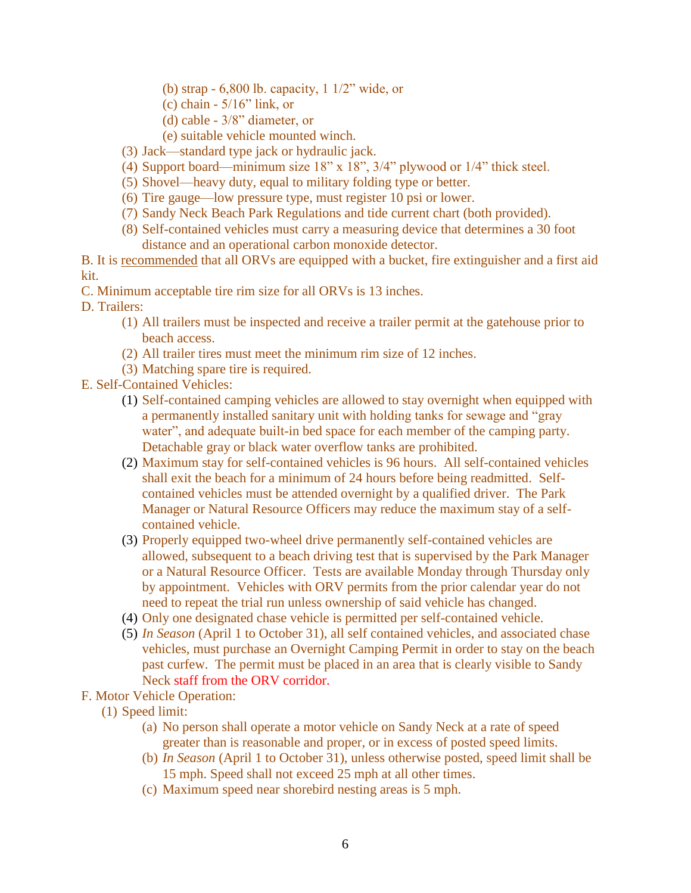(b) strap - 6,800 lb. capacity, 1 1/2” wide, or
(c) chain - 5/16” link, or
(d) cable - 3/8” diameter, or
(e) suitable vehicle mounted winch.

(3) Jack—standard type jack or hydraulic jack.
(4) Support board—minimum size 18” x 18”, 3/4” plywood or 1/4” thick steel.
(5) Shovel—heavy duty, equal to military folding type or better.
(6) Tire gauge—low pressure type, must register 10 psi or lower.
(7) Sandy Neck Beach Park Regulations and tide current chart (both provided).
(8) Self-contained vehicles must carry a measuring device that determines a 30 foot distance and an operational carbon monoxide detector.

B. It is recommended that all ORVs are equipped with a bucket, fire extinguisher and a first aid kit.

C. Minimum acceptable tire rim size for all ORVs is 13 inches.

D. Trailers:

(1) All trailers must be inspected and receive a trailer permit at the gatehouse prior to beach access.
(2) All trailer tires must meet the minimum rim size of 12 inches.
(3) Matching spare tire is required.

E. Self-Contained Vehicles:

(1) Self-contained camping vehicles are allowed to stay overnight when equipped with a permanently installed sanitary unit with holding tanks for sewage and “gray water”, and adequate built-in bed space for each member of the camping party. Detachable gray or black water overflow tanks are prohibited.
(2) Maximum stay for self-contained vehicles is 96 hours. All self-contained vehicles shall exit the beach for a minimum of 24 hours before being readmitted. Self-contained vehicles must be attended overnight by a qualified driver. The Park Manager or Natural Resource Officers may reduce the maximum stay of a self-contained vehicle.
(3) Properly equipped two-wheel drive permanently self-contained vehicles are allowed, subsequent to a beach driving test that is supervised by the Park Manager or a Natural Resource Officer. Tests are available Monday through Thursday only by appointment. Vehicles with ORV permits from the prior calendar year do not need to repeat the trial run unless ownership of said vehicle has changed.
(4) Only one designated chase vehicle is permitted per self-contained vehicle.
(5) *In Season* (April 1 to October 31), all self contained vehicles, and associated chase vehicles, must purchase an Overnight Camping Permit in order to stay on the beach past curfew. The permit must be placed in an area that is clearly visible to Sandy Neck staff from the ORV corridor.

F. Motor Vehicle Operation:

(1) Speed limit:

(a) No person shall operate a motor vehicle on Sandy Neck at a rate of speed greater than is reasonable and proper, or in excess of posted speed limits.
(b) *In Season* (April 1 to October 31), unless otherwise posted, speed limit shall be 15 mph. Speed shall not exceed 25 mph at all other times.
(c) Maximum speed near shorebird nesting areas is 5 mph.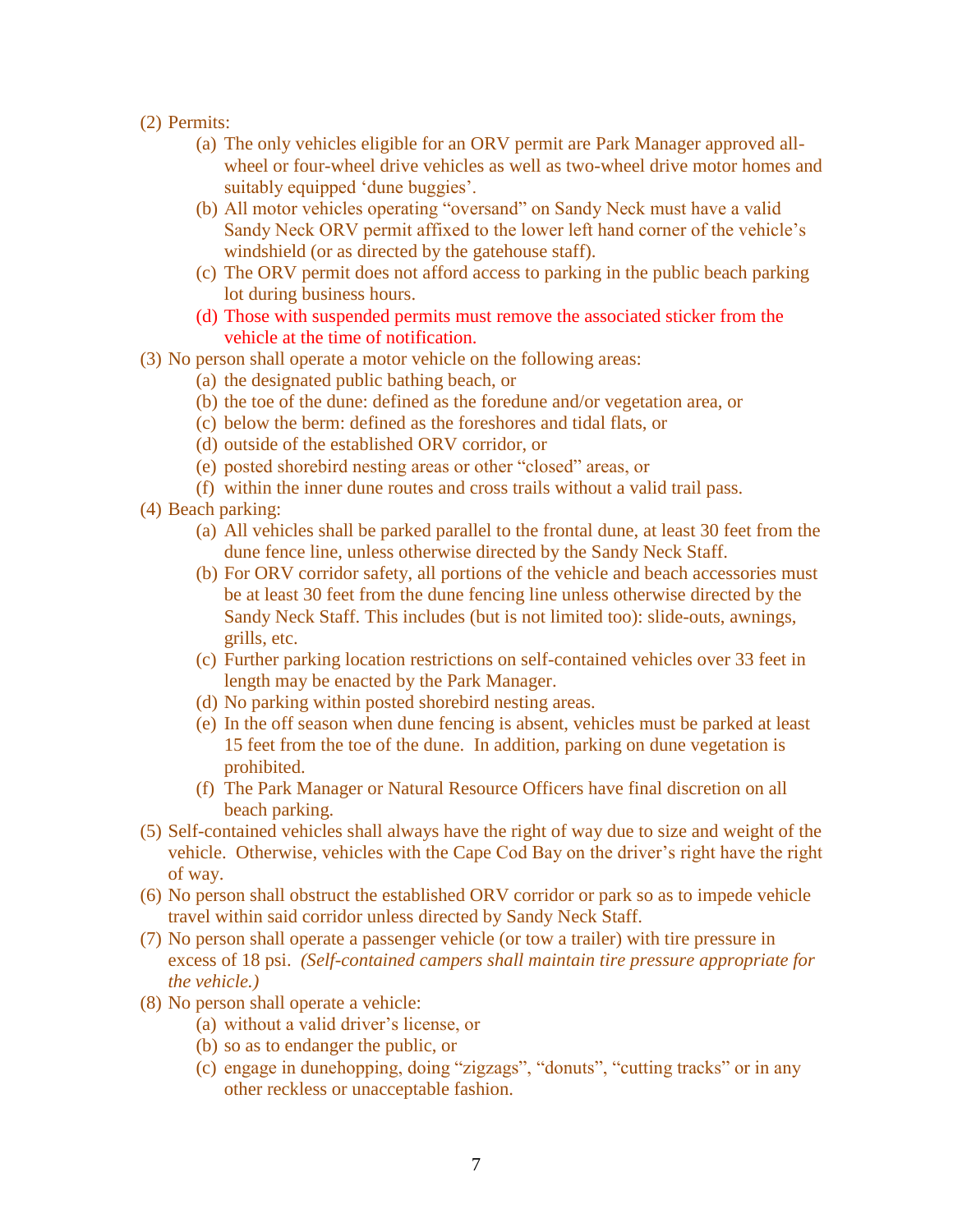(2) Permits:

   (a) The only vehicles eligible for an ORV permit are Park Manager approved all-wheel or four-wheel drive vehicles as well as two-wheel drive motor homes and suitably equipped 'dune buggies'.

   (b) All motor vehicles operating "oversand" on Sandy Neck must have a valid Sandy Neck ORV permit affixed to the lower left hand corner of the vehicle's windshield (or as directed by the gatehouse staff).

   (c) The ORV permit does not afford access to parking in the public beach parking lot during business hours.

   (d) Those with suspended permits must remove the associated sticker from the vehicle at the time of notification.

(3) No person shall operate a motor vehicle on the following areas:

   (a) the designated public bathing beach, or

   (b) the toe of the dune: defined as the foredune and/or vegetation area, or

   (c) below the berm: defined as the foreshores and tidal flats, or

   (d) outside of the established ORV corridor, or

   (e) posted shorebird nesting areas or other "closed" areas, or

   (f) within the inner dune routes and cross trails without a valid trail pass.

(4) Beach parking:

   (a) All vehicles shall be parked parallel to the frontal dune, at least 30 feet from the dune fence line, unless otherwise directed by the Sandy Neck Staff.

   (b) For ORV corridor safety, all portions of the vehicle and beach accessories must be at least 30 feet from the dune fencing line unless otherwise directed by the Sandy Neck Staff. This includes (but is not limited too): slide-outs, awnings, grills, etc.

   (c) Further parking location restrictions on self-contained vehicles over 33 feet in length may be enacted by the Park Manager.

   (d) No parking within posted shorebird nesting areas.

   (e) In the off season when dune fencing is absent, vehicles must be parked at least 15 feet from the toe of the dune. In addition, parking on dune vegetation is prohibited.

   (f) The Park Manager or Natural Resource Officers have final discretion on all beach parking.

(5) Self-contained vehicles shall always have the right of way due to size and weight of the vehicle. Otherwise, vehicles with the Cape Cod Bay on the driver's right have the right of way.

(6) No person shall obstruct the established ORV corridor or park so as to impede vehicle travel within said corridor unless directed by Sandy Neck Staff.

(7) No person shall operate a passenger vehicle (or tow a trailer) with tire pressure in excess of 18 psi. *(Self-contained campers shall maintain tire pressure appropriate for the vehicle.)*

(8) No person shall operate a vehicle:

   (a) without a valid driver's license, or

   (b) so as to endanger the public, or

   (c) engage in dunehopping, doing "zigzags", "donuts", "cutting tracks" or in any other reckless or unacceptable fashion.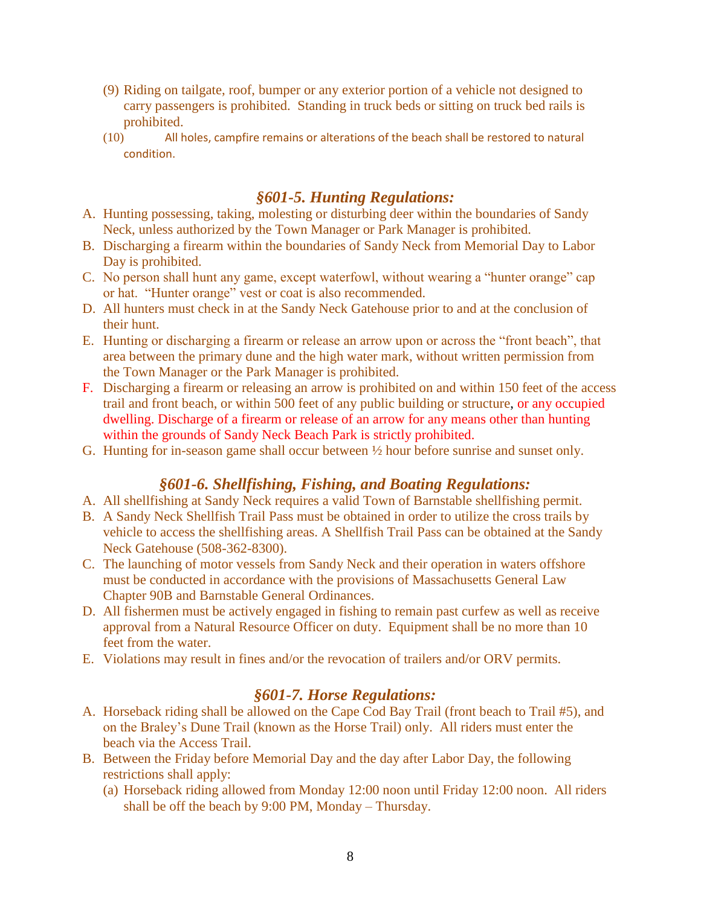(9) Riding on tailgate, roof, bumper or any exterior portion of a vehicle not designed to carry passengers is prohibited. Standing in truck beds or sitting on truck bed rails is prohibited.

(10) All holes, campfire remains or alterations of the beach shall be restored to natural condition.

### *§601-5. Hunting Regulations:*

A. Hunting possessing, taking, molesting or disturbing deer within the boundaries of Sandy Neck, unless authorized by the Town Manager or Park Manager is prohibited.

B. Discharging a firearm within the boundaries of Sandy Neck from Memorial Day to Labor Day is prohibited.

C. No person shall hunt any game, except waterfowl, without wearing a "hunter orange" cap or hat. "Hunter orange" vest or coat is also recommended.

D. All hunters must check in at the Sandy Neck Gatehouse prior to and at the conclusion of their hunt.

E. Hunting or discharging a firearm or release an arrow upon or across the "front beach", that area between the primary dune and the high water mark, without written permission from the Town Manager or the Park Manager is prohibited.

F. Discharging a firearm or releasing an arrow is prohibited on and within 150 feet of the access trail and front beach, or within 500 feet of any public building or structure, or any occupied dwelling. Discharge of a firearm or release of an arrow for any means other than hunting within the grounds of Sandy Neck Beach Park is strictly prohibited.

G. Hunting for in-season game shall occur between ½ hour before sunrise and sunset only.

### *§601-6. Shellfishing, Fishing, and Boating Regulations:*

A. All shellfishing at Sandy Neck requires a valid Town of Barnstable shellfishing permit.

B. A Sandy Neck Shellfish Trail Pass must be obtained in order to utilize the cross trails by vehicle to access the shellfishing areas. A Shellfish Trail Pass can be obtained at the Sandy Neck Gatehouse (508-362-8300).

C. The launching of motor vessels from Sandy Neck and their operation in waters offshore must be conducted in accordance with the provisions of Massachusetts General Law Chapter 90B and Barnstable General Ordinances.

D. All fishermen must be actively engaged in fishing to remain past curfew as well as receive approval from a Natural Resource Officer on duty. Equipment shall be no more than 10 feet from the water.

E. Violations may result in fines and/or the revocation of trailers and/or ORV permits.

### *§601-7. Horse Regulations:*

A. Horseback riding shall be allowed on the Cape Cod Bay Trail (front beach to Trail #5), and on the Braley's Dune Trail (known as the Horse Trail) only. All riders must enter the beach via the Access Trail.

B. Between the Friday before Memorial Day and the day after Labor Day, the following restrictions shall apply:

(a) Horseback riding allowed from Monday 12:00 noon until Friday 12:00 noon. All riders shall be off the beach by 9:00 PM, Monday – Thursday.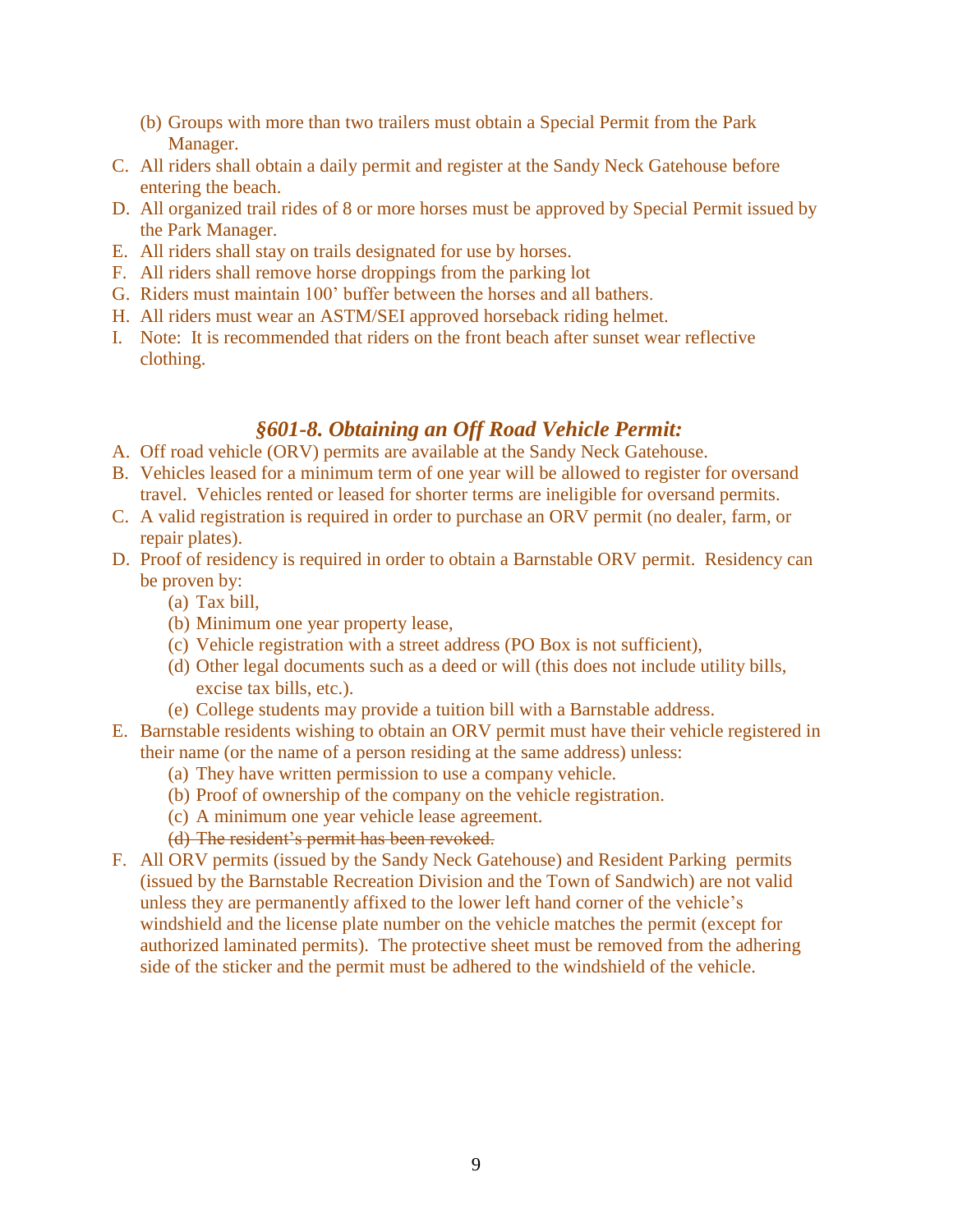(b) Groups with more than two trailers must obtain a Special Permit from the Park Manager.

C. All riders shall obtain a daily permit and register at the Sandy Neck Gatehouse before entering the beach.
D. All organized trail rides of 8 or more horses must be approved by Special Permit issued by the Park Manager.
E. All riders shall stay on trails designated for use by horses.
F. All riders shall remove horse droppings from the parking lot
G. Riders must maintain 100' buffer between the horses and all bathers.
H. All riders must wear an ASTM/SEI approved horseback riding helmet.
I. Note: It is recommended that riders on the front beach after sunset wear reflective clothing.

## *§601-8. Obtaining an Off Road Vehicle Permit:*

A. Off road vehicle (ORV) permits are available at the Sandy Neck Gatehouse.
B. Vehicles leased for a minimum term of one year will be allowed to register for oversand travel. Vehicles rented or leased for shorter terms are ineligible for oversand permits.
C. A valid registration is required in order to purchase an ORV permit (no dealer, farm, or repair plates).
D. Proof of residency is required in order to obtain a Barnstable ORV permit. Residency can be proven by:
   (a) Tax bill,
   (b) Minimum one year property lease,
   (c) Vehicle registration with a street address (PO Box is not sufficient),
   (d) Other legal documents such as a deed or will (this does not include utility bills, excise tax bills, etc.).
   (e) College students may provide a tuition bill with a Barnstable address.
E. Barnstable residents wishing to obtain an ORV permit must have their vehicle registered in their name (or the name of a person residing at the same address) unless:
   (a) They have written permission to use a company vehicle.
   (b) Proof of ownership of the company on the vehicle registration.
   (c) A minimum one year vehicle lease agreement.
   ~~(d) The resident's permit has been revoked.~~
F. All ORV permits (issued by the Sandy Neck Gatehouse) and Resident Parking permits (issued by the Barnstable Recreation Division and the Town of Sandwich) are not valid unless they are permanently affixed to the lower left hand corner of the vehicle's windshield and the license plate number on the vehicle matches the permit (except for authorized laminated permits). The protective sheet must be removed from the adhering side of the sticker and the permit must be adhered to the windshield of the vehicle.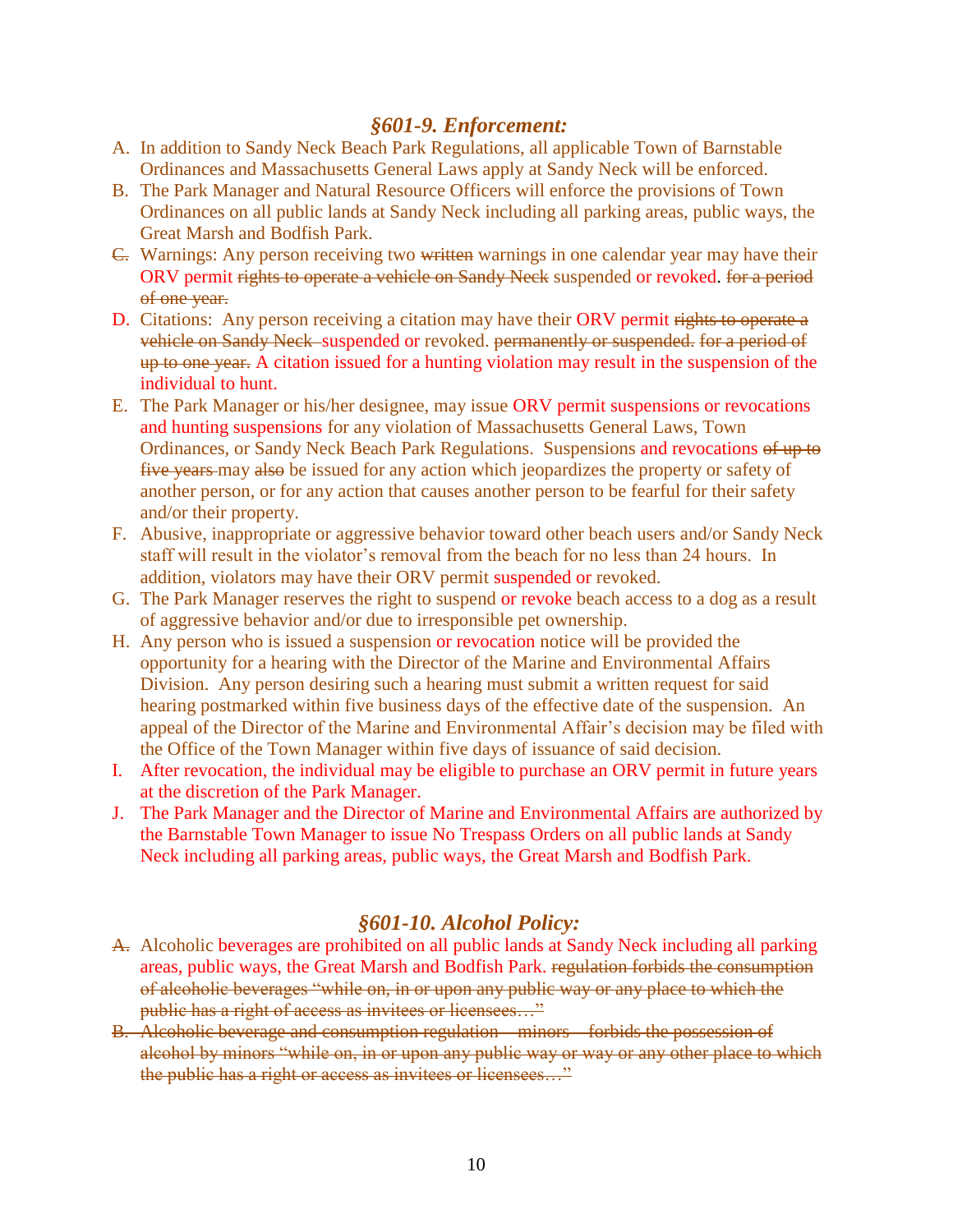### *§601-9. Enforcement:*

A. In addition to Sandy Neck Beach Park Regulations, all applicable Town of Barnstable Ordinances and Massachusetts General Laws apply at Sandy Neck will be enforced.
B. The Park Manager and Natural Resource Officers will enforce the provisions of Town Ordinances on all public lands at Sandy Neck including all parking areas, public ways, the Great Marsh and Bodfish Park.
~~C.~~ Warnings: Any person receiving two ~~written~~ warnings in one calendar year may have their ORV permit ~~rights to operate a vehicle on Sandy Neck~~ suspended or revoked. ~~for a period of one year.~~
D. Citations: Any person receiving a citation may have their ORV permit ~~rights to operate a vehicle on Sandy Neck~~ suspended or revoked. ~~permanently or suspended. for a period of up to one year.~~ A citation issued for a hunting violation may result in the suspension of the individual to hunt.
E. The Park Manager or his/her designee, may issue ORV permit suspensions or revocations and hunting suspensions for any violation of Massachusetts General Laws, Town Ordinances, or Sandy Neck Beach Park Regulations. Suspensions and revocations ~~of up to five years~~ may ~~also~~ be issued for any action which jeopardizes the property or safety of another person, or for any action that causes another person to be fearful for their safety and/or their property.
F. Abusive, inappropriate or aggressive behavior toward other beach users and/or Sandy Neck staff will result in the violator's removal from the beach for no less than 24 hours. In addition, violators may have their ORV permit suspended or revoked.
G. The Park Manager reserves the right to suspend or revoke beach access to a dog as a result of aggressive behavior and/or due to irresponsible pet ownership.
H. Any person who is issued a suspension or revocation notice will be provided the opportunity for a hearing with the Director of the Marine and Environmental Affairs Division. Any person desiring such a hearing must submit a written request for said hearing postmarked within five business days of the effective date of the suspension. An appeal of the Director of the Marine and Environmental Affair's decision may be filed with the Office of the Town Manager within five days of issuance of said decision.
I. After revocation, the individual may be eligible to purchase an ORV permit in future years at the discretion of the Park Manager.
J. The Park Manager and the Director of Marine and Environmental Affairs are authorized by the Barnstable Town Manager to issue No Trespass Orders on all public lands at Sandy Neck including all parking areas, public ways, the Great Marsh and Bodfish Park.

### *§601-10. Alcohol Policy:*

~~A.~~ Alcoholic beverages are prohibited on all public lands at Sandy Neck including all parking areas, public ways, the Great Marsh and Bodfish Park. ~~regulation forbids the consumption of alcoholic beverages "while on, in or upon any public way or any place to which the public has a right of access as invitees or licensees…"~~
~~B. Alcoholic beverage and consumption regulation – minors – forbids the possession of alcohol by minors "while on, in or upon any public way or way or any other place to which the public has a right or access as invitees or licensees…"~~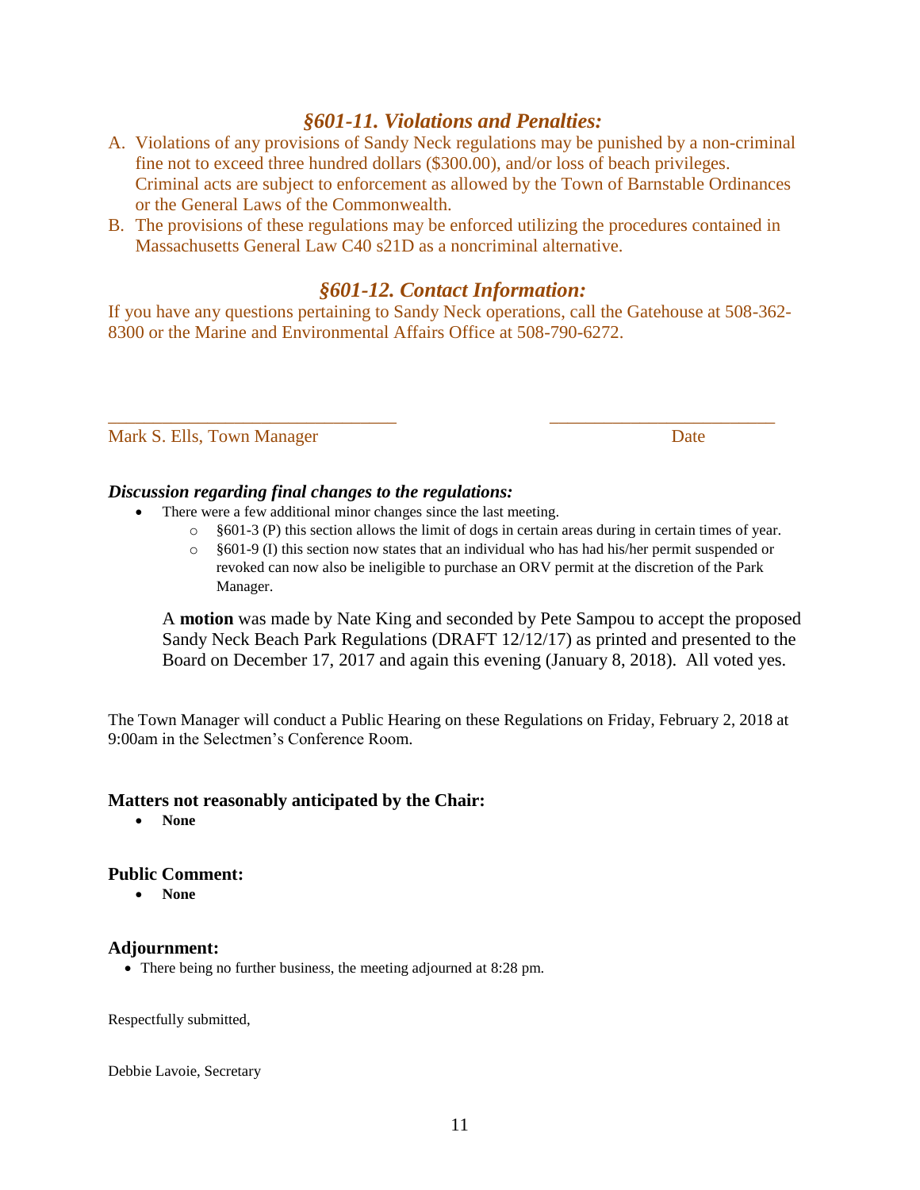## *§601-11. Violations and Penalties:*

A. Violations of any provisions of Sandy Neck regulations may be punished by a non-criminal fine not to exceed three hundred dollars ($300.00), and/or loss of beach privileges. Criminal acts are subject to enforcement as allowed by the Town of Barnstable Ordinances or the General Laws of the Commonwealth.
B. The provisions of these regulations may be enforced utilizing the procedures contained in Massachusetts General Law C40 s21D as a noncriminal alternative.

## *§601-12. Contact Information:*

If you have any questions pertaining to Sandy Neck operations, call the Gatehouse at 508-362-8300 or the Marine and Environmental Affairs Office at 508-790-6272.

______________________________ ______________________

Mark S. Ells, Town Manager Date

### *Discussion regarding final changes to the regulations:*

- There were a few additional minor changes since the last meeting.
  - §601-3 (P) this section allows the limit of dogs in certain areas during in certain times of year.
  - §601-9 (I) this section now states that an individual who has had his/her permit suspended or revoked can now also be ineligible to purchase an ORV permit at the discretion of the Park Manager.

A **motion** was made by Nate King and seconded by Pete Sampou to accept the proposed Sandy Neck Beach Park Regulations (DRAFT 12/12/17) as printed and presented to the Board on December 17, 2017 and again this evening (January 8, 2018). All voted yes.

The Town Manager will conduct a Public Hearing on these Regulations on Friday, February 2, 2018 at 9:00am in the Selectmen's Conference Room.

### Matters not reasonably anticipated by the Chair:

- **None**

### Public Comment:

- **None**

### Adjournment:

- There being no further business, the meeting adjourned at 8:28 pm.

Respectfully submitted,

Debbie Lavoie, Secretary